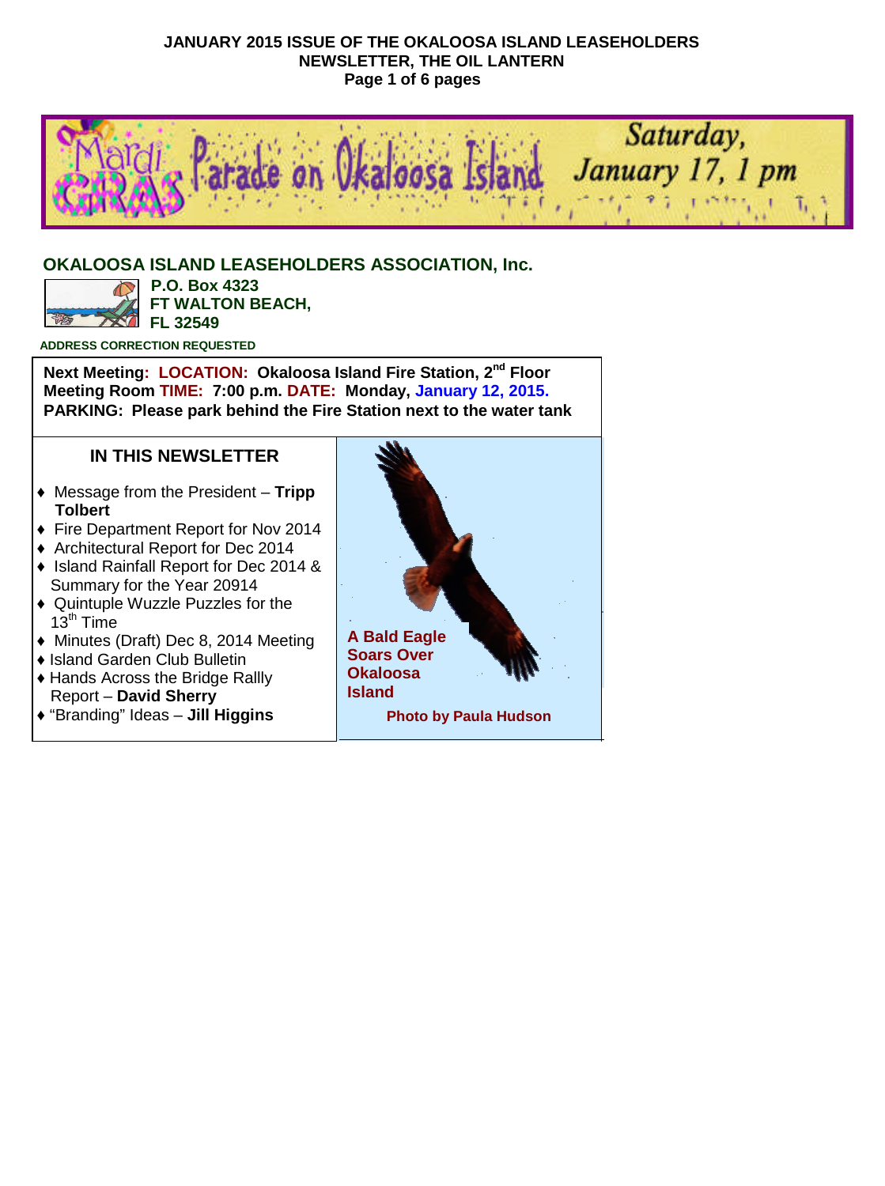**JANUARY 2015 ISSUE OF THE OKALOOSA ISLAND LEASEHOLDERS NEWSLETTER, THE OIL LANTERN**

Mardi Gras Parade on Okaloosa Island Saturday, January 17, 1 pm

## OKALOOSA ISLAND LEASEHOLDERS ASSOCIATION, Inc.

**P.O. Box 4323**
**FT WALTON BEACH, FL 32549**

**ADDRESS CORRECTION REQUESTED**

**Next Meeting: LOCATION: Okaloosa Island Fire Station, 2nd Floor Meeting Room TIME: 7:00 p.m. DATE: Monday, January 12, 2015.**
**PARKING: Please park behind the Fire Station next to the water tank**

### IN THIS NEWSLETTER

- Message from the President – **Tripp Tolbert**
- Fire Department Report for Nov 2014
- Architectural Report for Dec 2014
- Island Rainfall Report for Dec 2014 & Summary for the Year 20914
- Quintuple Wuzzle Puzzles for the 13th Time
- Minutes (Draft) Dec 8, 2014 Meeting
- Island Garden Club Bulletin
- Hands Across the Bridge Rallly Report – **David Sherry**
- "Branding" Ideas – **Jill Higgins**

**A Bald Eagle Soars Over Okaloosa Island**

**Photo by Paula Hudson**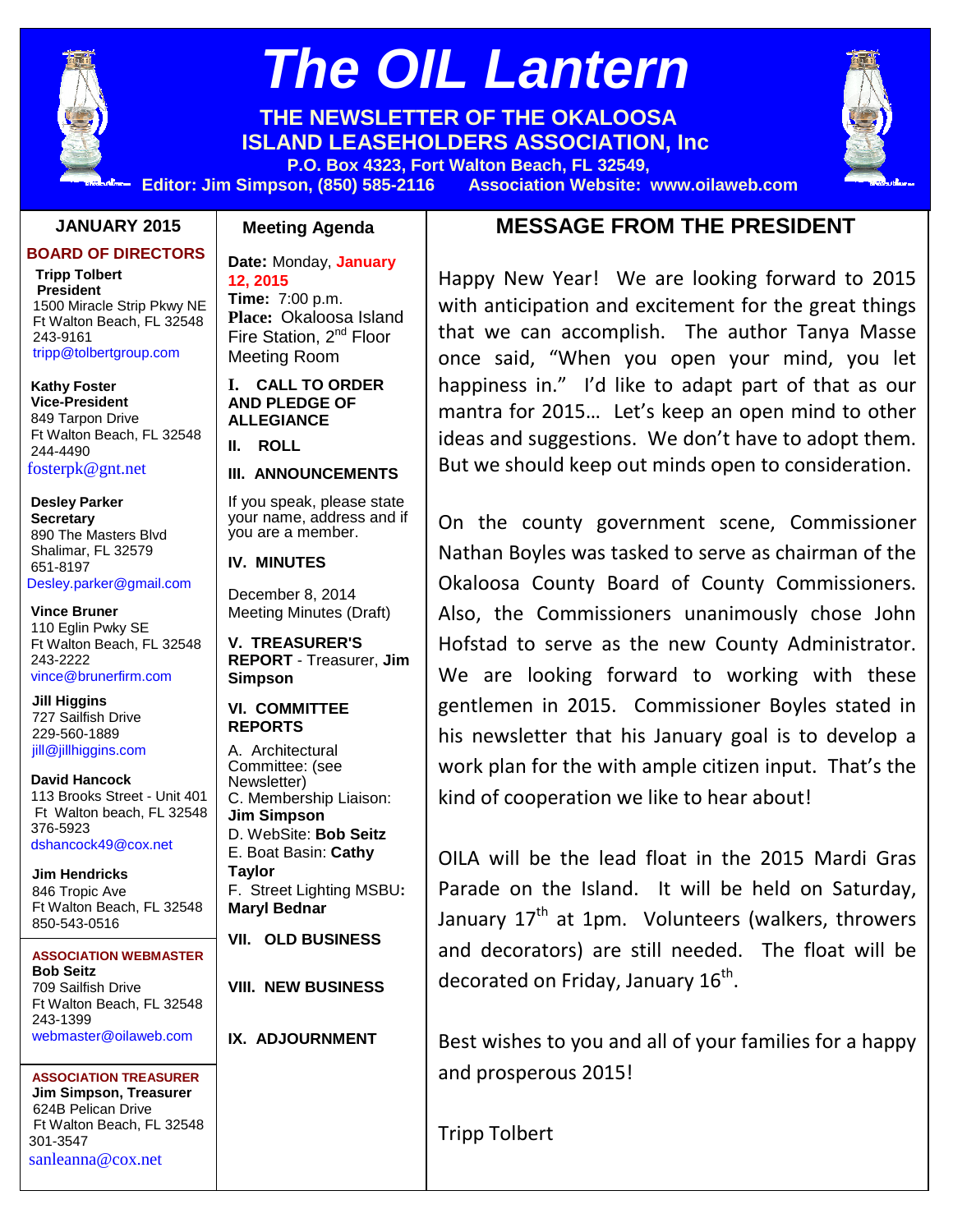# The OIL Lantern

**THE NEWSLETTER OF THE OKALOOSA ISLAND LEASEHOLDERS ASSOCIATION, Inc**

**P.O. Box 4323, Fort Walton Beach, FL 32549,**

**Editor: Jim Simpson, (850) 585-2116 Association Website: www.oilaweb.com**

## JANUARY 2015

### BOARD OF DIRECTORS

**Tripp Tolbert**
**President**
1500 Miracle Strip Pkwy NE
Ft Walton Beach, FL 32548
243-9161
tripp@tolbertgroup.com

**Kathy Foster**
**Vice-President**
849 Tarpon Drive
Ft Walton Beach, FL 32548
244-4490
fosterpk@gnt.net

**Desley Parker**
**Secretary**
890 The Masters Blvd
Shalimar, FL 32579
651-8197
Desley.parker@gmail.com

**Vince Bruner**
110 Eglin Pwky SE
Ft Walton Beach, FL 32548
243-2222
vince@brunerfirm.com

**Jill Higgins**
727 Sailfish Drive
229-560-1889
jill@jillhiggins.com

**David Hancock**
113 Brooks Street - Unit 401
Ft Walton beach, FL 32548
376-5923
dshancock49@cox.net

**Jim Hendricks**
846 Tropic Ave
Ft Walton Beach, FL 32548
850-543-0516

**ASSOCIATION WEBMASTER**
**Bob Seitz**
709 Sailfish Drive
Ft Walton Beach, FL 32548
243-1399
webmaster@oilaweb.com

**ASSOCIATION TREASURER**
**Jim Simpson, Treasurer**
624B Pelican Drive
Ft Walton Beach, FL 32548
301-3547
sanleanna@cox.net

## Meeting Agenda

**Date:** Monday, **January 12, 2015**
**Time:** 7:00 p.m.
**Place:** Okaloosa Island Fire Station, 2nd Floor Meeting Room

**I. CALL TO ORDER AND PLEDGE OF ALLEGIANCE**

**II. ROLL**

**III. ANNOUNCEMENTS**

If you speak, please state your name, address and if you are a member.

**IV. MINUTES**

December 8, 2014 Meeting Minutes (Draft)

**V. TREASURER'S REPORT** - Treasurer, **Jim Simpson**

**VI. COMMITTEE REPORTS**

A. Architectural Committee: (see Newsletter)
C. Membership Liaison: **Jim Simpson**
D. WebSite: **Bob Seitz**
E. Boat Basin: **Cathy Taylor**
F. Street Lighting MSBU**: Maryl Bednar**

**VII. OLD BUSINESS**

**VIII. NEW BUSINESS**

**IX. ADJOURNMENT**

## MESSAGE FROM THE PRESIDENT

Happy New Year! We are looking forward to 2015 with anticipation and excitement for the great things that we can accomplish. The author Tanya Masse once said, "When you open your mind, you let happiness in." I'd like to adapt part of that as our mantra for 2015… Let's keep an open mind to other ideas and suggestions. We don't have to adopt them. But we should keep out minds open to consideration.

On the county government scene, Commissioner Nathan Boyles was tasked to serve as chairman of the Okaloosa County Board of County Commissioners. Also, the Commissioners unanimously chose John Hofstad to serve as the new County Administrator. We are looking forward to working with these gentlemen in 2015. Commissioner Boyles stated in his newsletter that his January goal is to develop a work plan for the with ample citizen input. That's the kind of cooperation we like to hear about!

OILA will be the lead float in the 2015 Mardi Gras Parade on the Island. It will be held on Saturday, January 17th at 1pm. Volunteers (walkers, throwers and decorators) are still needed. The float will be decorated on Friday, January 16th.

Best wishes to you and all of your families for a happy and prosperous 2015!

Tripp Tolbert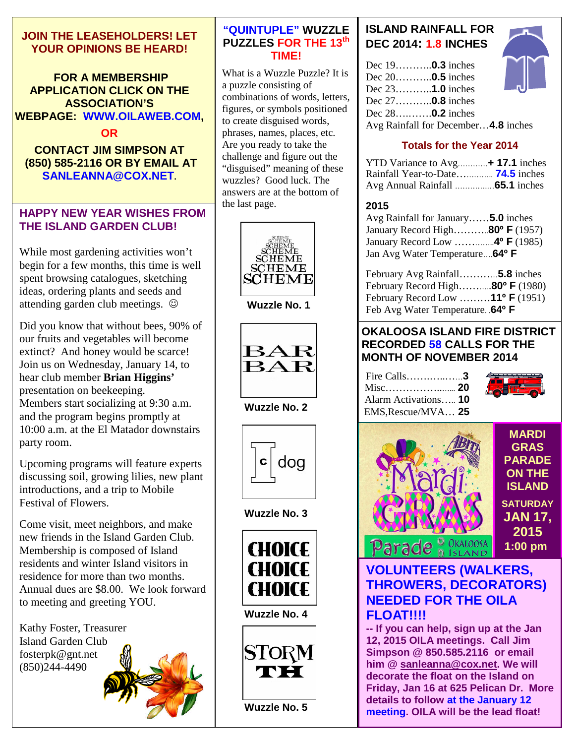## JOIN THE LEASEHOLDERS! LET YOUR OPINIONS BE HEARD!

**FOR A MEMBERSHIP APPLICATION CLICK ON THE ASSOCIATION'S WEBPAGE: WWW.OILAWEB.COM,**

**OR**

**CONTACT JIM SIMPSON AT (850) 585-2116 OR BY EMAIL AT SANLEANNA@COX.NET.**

## HAPPY NEW YEAR WISHES FROM THE ISLAND GARDEN CLUB!

While most gardening activities won't begin for a few months, this time is well spent browsing catalogues, sketching ideas, ordering plants and seeds and attending garden club meetings. ☺

Did you know that without bees, 90% of our fruits and vegetables will become extinct? And honey would be scarce! Join us on Wednesday, January 14, to hear club member **Brian Higgins'** presentation on beekeeping. Members start socializing at 9:30 a.m. and the program begins promptly at 10:00 a.m. at the El Matador downstairs party room.

Upcoming programs will feature experts discussing soil, growing lilies, new plant introductions, and a trip to Mobile Festival of Flowers.

Come visit, meet neighbors, and make new friends in the Island Garden Club. Membership is composed of Island residents and winter Island visitors in residence for more than two months. Annual dues are $8.00. We look forward to meeting and greeting YOU.

Kathy Foster, Treasurer
Island Garden Club
fosterpk@gnt.net
(850)244-4490

## "QUINTUPLE" WUZZLE PUZZLES FOR THE 13th TIME!

What is a Wuzzle Puzzle? It is a puzzle consisting of combinations of words, letters, figures, or symbols positioned to create disguised words, phrases, names, places, etc. Are you ready to take the challenge and figure out the "disguised" meaning of these wuzzles? Good luck. The answers are at the bottom of the last page.

SCHEME
SCHEME
SCHEME
SCHEME
SCHEME
SCHEME

**Wuzzle No. 1**

BAR
BAR

**Wuzzle No. 2**

I c dog

**Wuzzle No. 3**

CHOICE
CHOICE
CHOICE

**Wuzzle No. 4**

STORM
TH

**Wuzzle No. 5**

## ISLAND RAINFALL FOR DEC 2014: 1.8 INCHES

Dec 19………..**0.3** inches
Dec 20………..**0.5** inches
Dec 23………..**1.0** inches
Dec 27………..**0.8** inches
Dec 28………..**0.2** inches
Avg Rainfall for December…**4.8** inches

### Totals for the Year 2014

YTD Variance to Avg…………**+ 17.1** inches
Rainfall Year-to-Date…………**74.5** inches
Avg Annual Rainfall ……………**65.1** inches

### 2015

Avg Rainfall for January……**5.0** inches
January Record High………..**80º F** (1957)
January Record Low …………**4º F** (1985)
Jan Avg Water Temperature….**64º F**

February Avg Rainfall…………**5.8** inches
February Record High………..**80º F** (1980)
February Record Low ………**11º F** (1951)
Feb Avg Water Temperature..**64º F**

## OKALOOSA ISLAND FIRE DISTRICT RECORDED 58 CALLS FOR THE MONTH OF NOVEMBER 2014

Fire Calls……………**3**
Misc……………… **20**
Alarm Activations….. **10**
EMS,Rescue/MVA… **25**

## MARDI GRAS PARADE ON THE ISLAND

**SATURDAY JAN 17, 2015 1:00 pm**

## VOLUNTEERS (WALKERS, THROWERS, DECORATORS) NEEDED FOR THE OILA FLOAT!!!!

**-- If you can help, sign up at the Jan 12, 2015 OILA meetings. Call Jim Simpson @ 850.585.2116 or email him @ sanleanna@cox.net. We will decorate the float on the Island on Friday, Jan 16 at 625 Pelican Dr. More details to follow at the January 12 meeting. OILA will be the lead float!**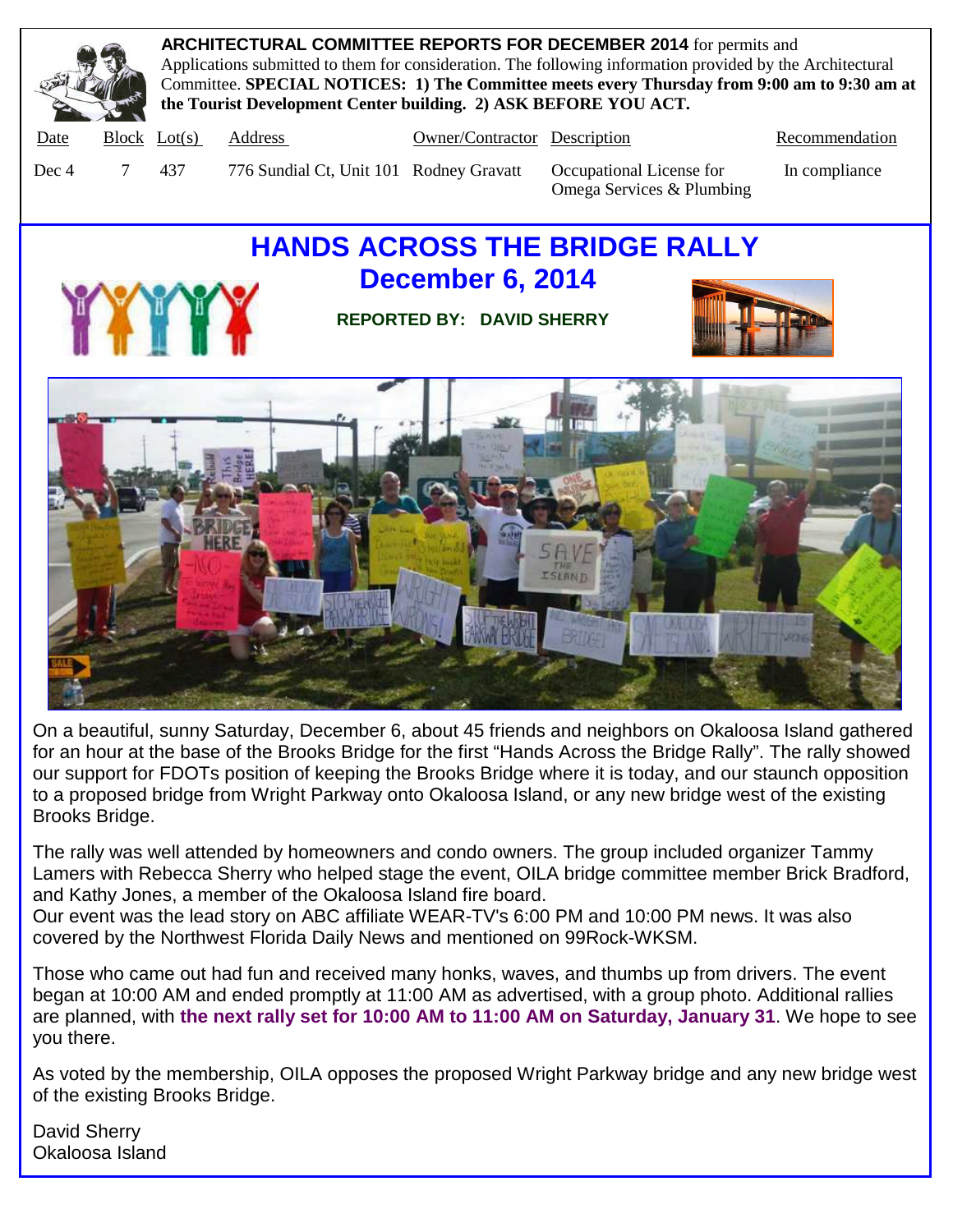**ARCHITECTURAL COMMITTEE REPORTS FOR DECEMBER 2014** for permits and Applications submitted to them for consideration. The following information provided by the Architectural Committee. **SPECIAL NOTICES: 1) The Committee meets every Thursday from 9:00 am to 9:30 am at the Tourist Development Center building. 2) ASK BEFORE YOU ACT.**

| Date | Block | Lot(s) | Address | Owner/Contractor | Description | Recommendation |
|---|---|---|---|---|---|---|
| Dec 4 | 7 | 437 | 776 Sundial Ct, Unit 101 | Rodney Gravatt | Occupational License for Omega Services & Plumbing | In compliance |

# HANDS ACROSS THE BRIDGE RALLY
## December 6, 2014

**REPORTED BY: DAVID SHERRY**

On a beautiful, sunny Saturday, December 6, about 45 friends and neighbors on Okaloosa Island gathered for an hour at the base of the Brooks Bridge for the first "Hands Across the Bridge Rally". The rally showed our support for FDOTs position of keeping the Brooks Bridge where it is today, and our staunch opposition to a proposed bridge from Wright Parkway onto Okaloosa Island, or any new bridge west of the existing Brooks Bridge.

The rally was well attended by homeowners and condo owners. The group included organizer Tammy Lamers with Rebecca Sherry who helped stage the event, OILA bridge committee member Brick Bradford, and Kathy Jones, a member of the Okaloosa Island fire board.
Our event was the lead story on ABC affiliate WEAR-TV's 6:00 PM and 10:00 PM news. It was also covered by the Northwest Florida Daily News and mentioned on 99Rock-WKSM.

Those who came out had fun and received many honks, waves, and thumbs up from drivers. The event began at 10:00 AM and ended promptly at 11:00 AM as advertised, with a group photo. Additional rallies are planned, with **the next rally set for 10:00 AM to 11:00 AM on Saturday, January 31**. We hope to see you there.

As voted by the membership, OILA opposes the proposed Wright Parkway bridge and any new bridge west of the existing Brooks Bridge.

David Sherry
Okaloosa Island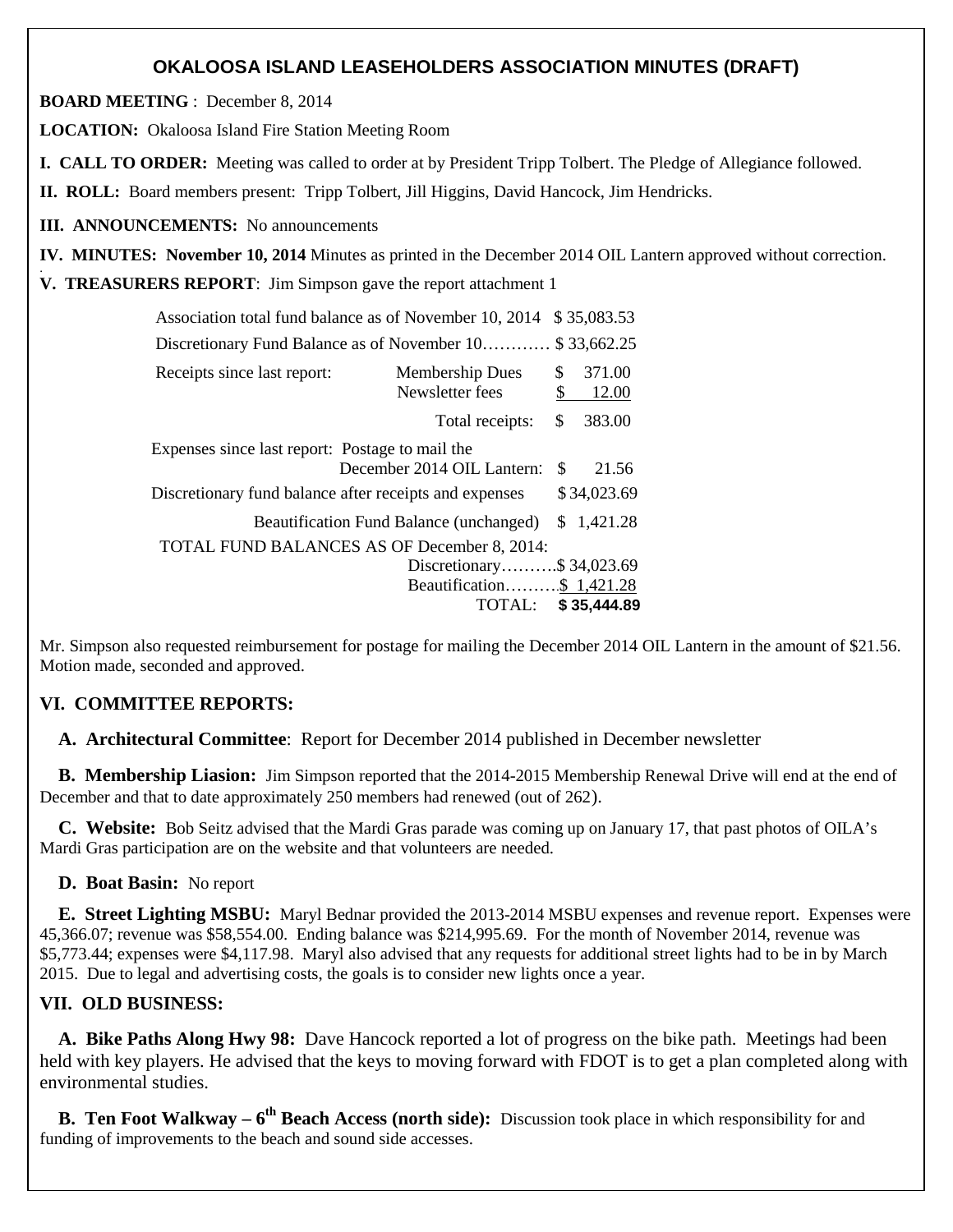# OKALOOSA ISLAND LEASEHOLDERS ASSOCIATION MINUTES (DRAFT)

**BOARD MEETING** : December 8, 2014

**LOCATION:** Okaloosa Island Fire Station Meeting Room

**I. CALL TO ORDER:** Meeting was called to order at by President Tripp Tolbert. The Pledge of Allegiance followed.

**II. ROLL:** Board members present: Tripp Tolbert, Jill Higgins, David Hancock, Jim Hendricks.

**III. ANNOUNCEMENTS:** No announcements

**IV. MINUTES: November 10, 2014** Minutes as printed in the December 2014 OIL Lantern approved without correction.

**V. TREASURERS REPORT**: Jim Simpson gave the report attachment 1

| | | |
|---|---|---|
| Association total fund balance as of November 10, 2014 | | $ 35,083.53 |
| Discretionary Fund Balance as of November 10………… | | $ 33,662.25 |
| Receipts since last report: | Membership Dues | $ 371.00 |
| | Newsletter fees | $ 12.00 |
| | Total receipts: | $ 383.00 |
| Expenses since last report: Postage to mail the | December 2014 OIL Lantern: | $ 21.56 |
| Discretionary fund balance after receipts and expenses | | $ 34,023.69 |
| | Beautification Fund Balance (unchanged) | $ 1,421.28 |
| TOTAL FUND BALANCES AS OF December 8, 2014: | | |
| | Discretionary………. | $ 34,023.69 |
| | Beautification………. | $ 1,421.28 |
| | TOTAL: | **$ 35,444.89** |

Mr. Simpson also requested reimbursement for postage for mailing the December 2014 OIL Lantern in the amount of $21.56. Motion made, seconded and approved.

## VI. COMMITTEE REPORTS:

**A. Architectural Committee**: Report for December 2014 published in December newsletter

**B. Membership Liasion:** Jim Simpson reported that the 2014-2015 Membership Renewal Drive will end at the end of December and that to date approximately 250 members had renewed (out of 262).

**C. Website:** Bob Seitz advised that the Mardi Gras parade was coming up on January 17, that past photos of OILA's Mardi Gras participation are on the website and that volunteers are needed.

**D. Boat Basin:** No report

**E. Street Lighting MSBU:** Maryl Bednar provided the 2013-2014 MSBU expenses and revenue report. Expenses were 45,366.07; revenue was $58,554.00. Ending balance was $214,995.69. For the month of November 2014, revenue was $5,773.44; expenses were $4,117.98. Maryl also advised that any requests for additional street lights had to be in by March 2015. Due to legal and advertising costs, the goals is to consider new lights once a year.

## VII. OLD BUSINESS:

**A. Bike Paths Along Hwy 98:** Dave Hancock reported a lot of progress on the bike path. Meetings had been held with key players. He advised that the keys to moving forward with FDOT is to get a plan completed along with environmental studies.

**B. Ten Foot Walkway – 6th Beach Access (north side):** Discussion took place in which responsibility for and funding of improvements to the beach and sound side accesses.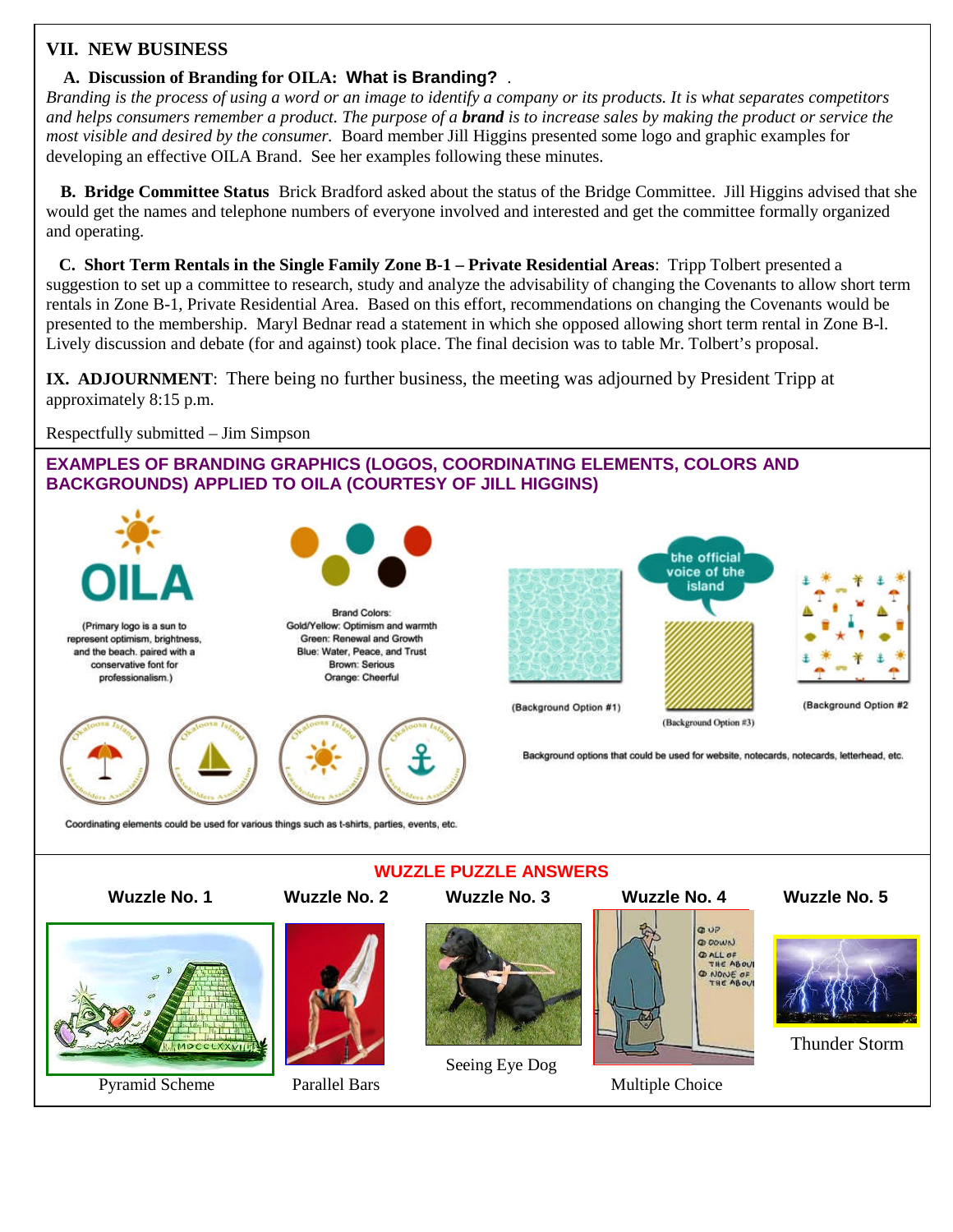## VII. NEW BUSINESS

**A. Discussion of Branding for OILA: What is Branding?** .

*Branding is the process of using a word or an image to identify a company or its products. It is what separates competitors and helps consumers remember a product. The purpose of a* ***brand*** *is to increase sales by making the product or service the most visible and desired by the consumer.* Board member Jill Higgins presented some logo and graphic examples for developing an effective OILA Brand. See her examples following these minutes.

**B. Bridge Committee Status** Brick Bradford asked about the status of the Bridge Committee. Jill Higgins advised that she would get the names and telephone numbers of everyone involved and interested and get the committee formally organized and operating.

**C. Short Term Rentals in the Single Family Zone B-1 – Private Residential Areas**: Tripp Tolbert presented a suggestion to set up a committee to research, study and analyze the advisability of changing the Covenants to allow short term rentals in Zone B-1, Private Residential Area. Based on this effort, recommendations on changing the Covenants would be presented to the membership. Maryl Bednar read a statement in which she opposed allowing short term rental in Zone B-l. Lively discussion and debate (for and against) took place. The final decision was to table Mr. Tolbert's proposal.

**IX. ADJOURNMENT**: There being no further business, the meeting was adjourned by President Tripp at approximately 8:15 p.m.

Respectfully submitted – Jim Simpson

## EXAMPLES OF BRANDING GRAPHICS (LOGOS, COORDINATING ELEMENTS, COLORS AND BACKGROUNDS) APPLIED TO OILA (COURTESY OF JILL HIGGINS)

OILA

(Primary logo is a sun to represent optimism, brightness, and the beach. paired with a conservative font for professionalism.)

Brand Colors:
Gold/Yellow: Optimism and warmth
Green: Renewal and Growth
Blue: Water, Peace, and Trust
Brown: Serious
Orange: Cheerful

the official voice of the island

(Background Option #1)

(Background Option #3)

(Background Option #2

Background options that could be used for website, notecards, notecards, letterhead, etc.

Coordinating elements could be used for various things such as t-shirts, parties, events, etc.

## WUZZLE PUZZLE ANSWERS

**Wuzzle No. 1**

Pyramid Scheme

**Wuzzle No. 2**

Parallel Bars

**Wuzzle No. 3**

Seeing Eye Dog

**Wuzzle No. 4**

Multiple Choice

**Wuzzle No. 5**

Thunder Storm